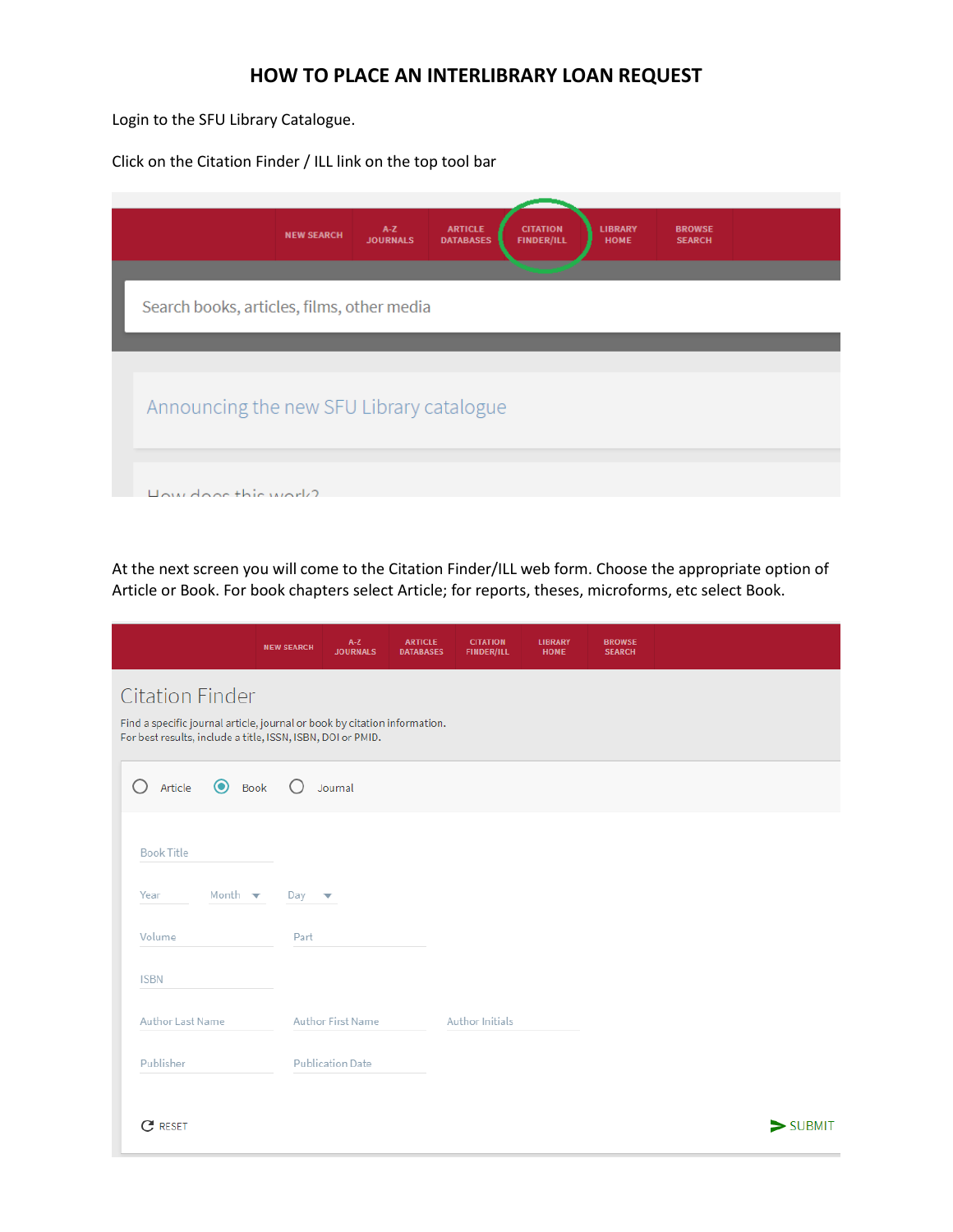# HOW TO PLACE AN INTERLIBRARY LOAN REQUEST

Login to the SFU Library Catalogue.

Click on the Citation Finder / ILL link on the top tool bar

At the next screen you will come to the Citation Finder/ILL web form. Choose the appropriate option of Article or Book. For book chapters select Article; for reports, theses, microforms, etc select Book.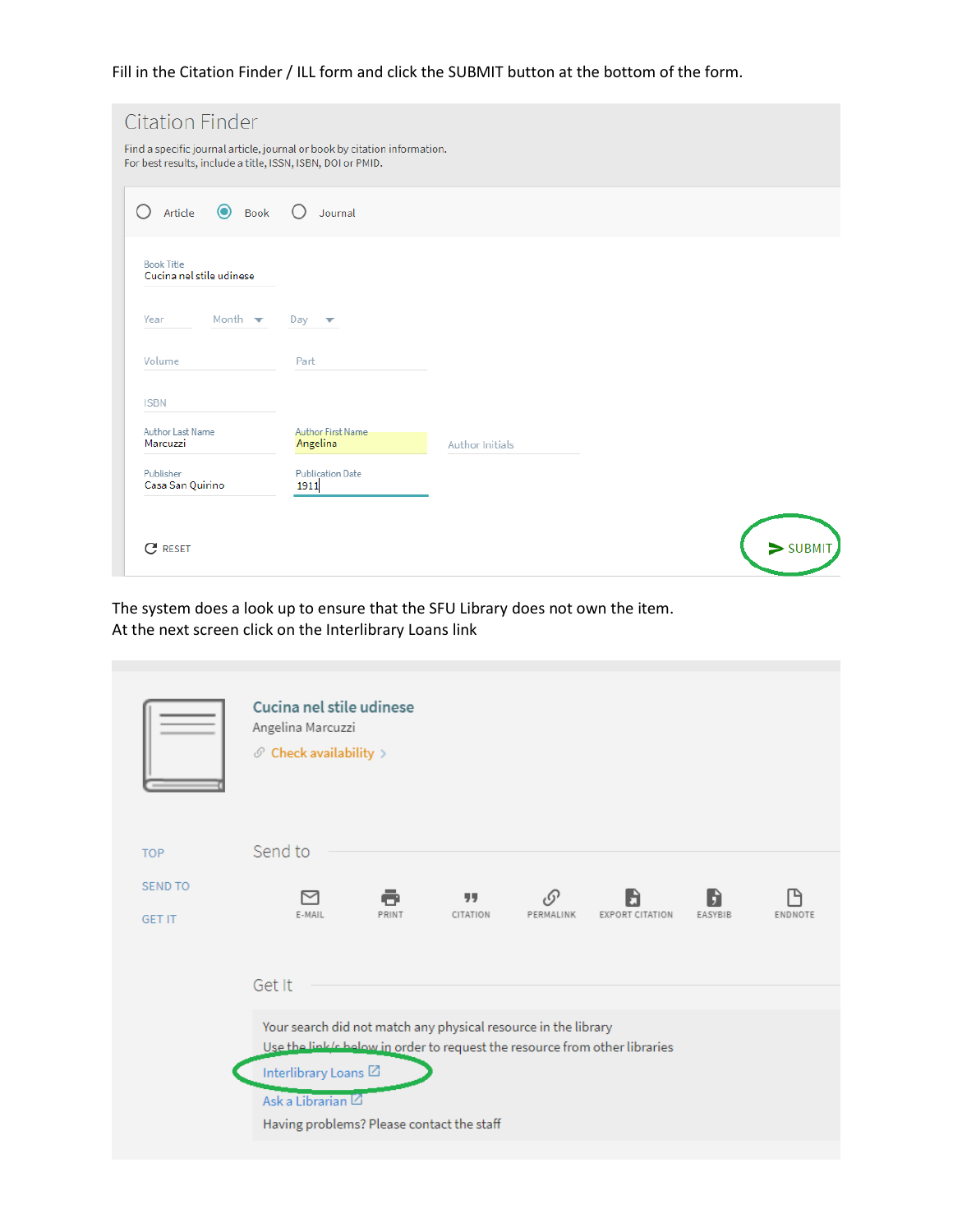Fill in the Citation Finder / ILL form and click the SUBMIT button at the bottom of the form.

Citation Finder

Find a specific journal article, journal or book by citation information.
For best results, include a title, ISSN, ISBN, DOI or PMID.

Article Book Journal

Book Title
Cucina nel stile udinese

Year Month Day

Volume Part

ISBN

Author Last Name
Marcuzzi

Author First Name
Angelina

Author Initials

Publisher
Casa San Quirino

Publication Date
1911

RESET

SUBMIT

The system does a look up to ensure that the SFU Library does not own the item.
At the next screen click on the Interlibrary Loans link

Cucina nel stile udinese
Angelina Marcuzzi
Check availability >

TOP
SEND TO
GET IT

Send to

E-MAIL PRINT CITATION PERMALINK EXPORT CITATION EASYBIB ENDNOTE

Get It

Your search did not match any physical resource in the library
Use the link/s below in order to request the resource from other libraries
Interlibrary Loans
Ask a Librarian
Having problems? Please contact the staff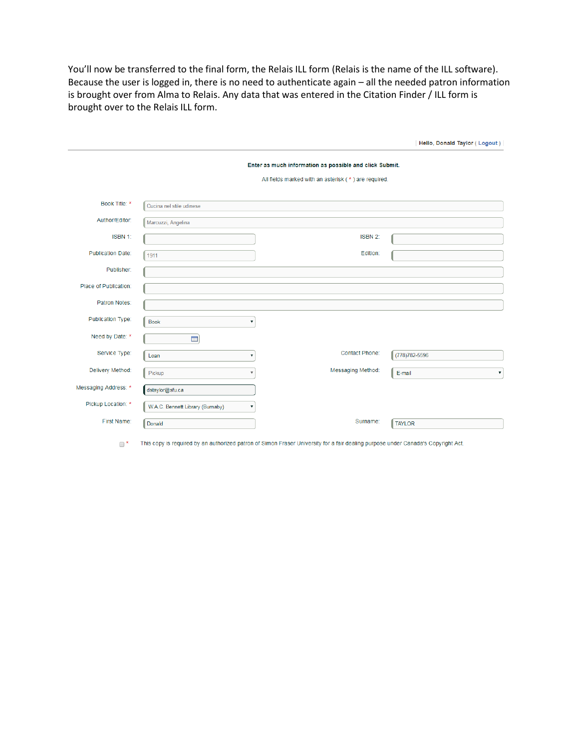You'll now be transferred to the final form, the Relais ILL form (Relais is the name of the ILL software). Because the user is logged in, there is no need to authenticate again – all the needed patron information is brought over from Alma to Relais. Any data that was entered in the Citation Finder / ILL form is brought over to the Relais ILL form.

| Hello, Donald Taylor ( Logout )

**Enter as much information as possible and click Submit.**

All fields marked with an asterisk ( * ) are required.

| Field | Value | Field | Value |
|---|---|---|---|
| Book Title: * | Cucina nel stile udinese | | |
| Author/Editor: | Marcuzzi, Angelina | | |
| ISBN 1: | | ISBN 2: | |
| Publication Date: | 1911 | Edition: | |
| Publisher: | | | |
| Place of Publication: | | | |
| Patron Notes: | | | |
| Publication Type: | Book | | |
| Need by Date: * | | | |
| Service Type: | Loan | Contact Phone: | (778)782-5596 |
| Delivery Method: | Pickup | Messaging Method: | E-mail |
| Messaging Address: * | dstaylor@sfu.ca | | |
| Pickup Location: * | W.A.C. Bennett Library (Burnaby) | | |
| First Name: | Donald | Surname: | TAYLOR |

☐ * This copy is required by an authorized patron of Simon Fraser University for a fair dealing purpose under Canada's Copyright Act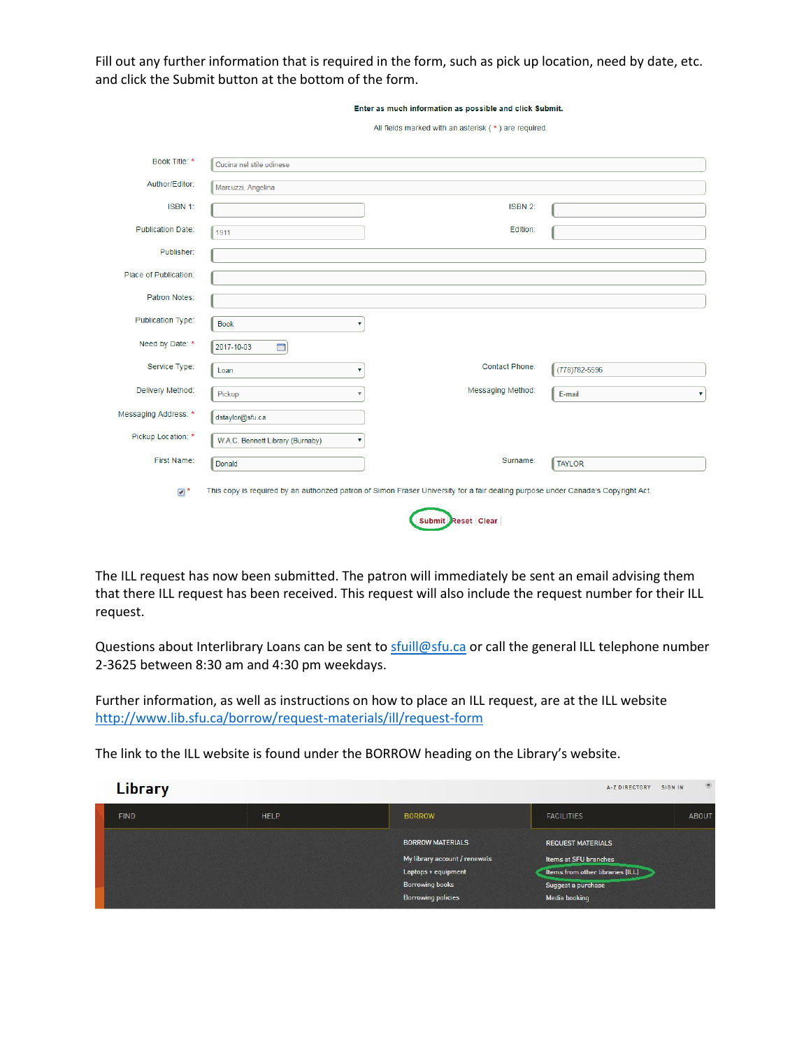Fill out any further information that is required in the form, such as pick up location, need by date, etc. and click the Submit button at the bottom of the form.

**Enter as much information as possible and click Submit.**

All fields marked with an asterisk ( * ) are required.

Book Title: * Cucina nel stile udinese

Author/Editor: Marcuzzi, Angelina

ISBN 1:

ISBN 2:

Publication Date: 1911

Edition:

Publisher:

Place of Publication:

Patron Notes:

Publication Type: Book

Need by Date: * 2017-10-03

Service Type: Loan

Contact Phone: (778)782-5596

Delivery Method: Pickup

Messaging Method: E-mail

Messaging Address: * dstaylor@sfu.ca

Pickup Location: * W.A.C. Bennett Library (Burnaby)

First Name: Donald

Surname: TAYLOR

This copy is required by an authorized patron of Simon Fraser University for a fair dealing purpose under Canada's Copyright Act.

Submit | Reset | Clear

The ILL request has now been submitted. The patron will immediately be sent an email advising them that there ILL request has been received. This request will also include the request number for their ILL request.

Questions about Interlibrary Loans can be sent to sfuill@sfu.ca or call the general ILL telephone number 2-3625 between 8:30 am and 4:30 pm weekdays.

Further information, as well as instructions on how to place an ILL request, are at the ILL website http://www.lib.sfu.ca/borrow/request-materials/ill/request-form

The link to the ILL website is found under the BORROW heading on the Library's website.

Library

A-Z DIRECTORY   SIGN IN

FIND   HELP   BORROW   FACILITIES   ABOUT

BORROW MATERIALS
My library account / renewals
Laptops + equipment
Borrowing books
Borrowing policies

REQUEST MATERIALS
Items at SFU branches
Items from other libraries (ILL)
Suggest a purchase
Media booking